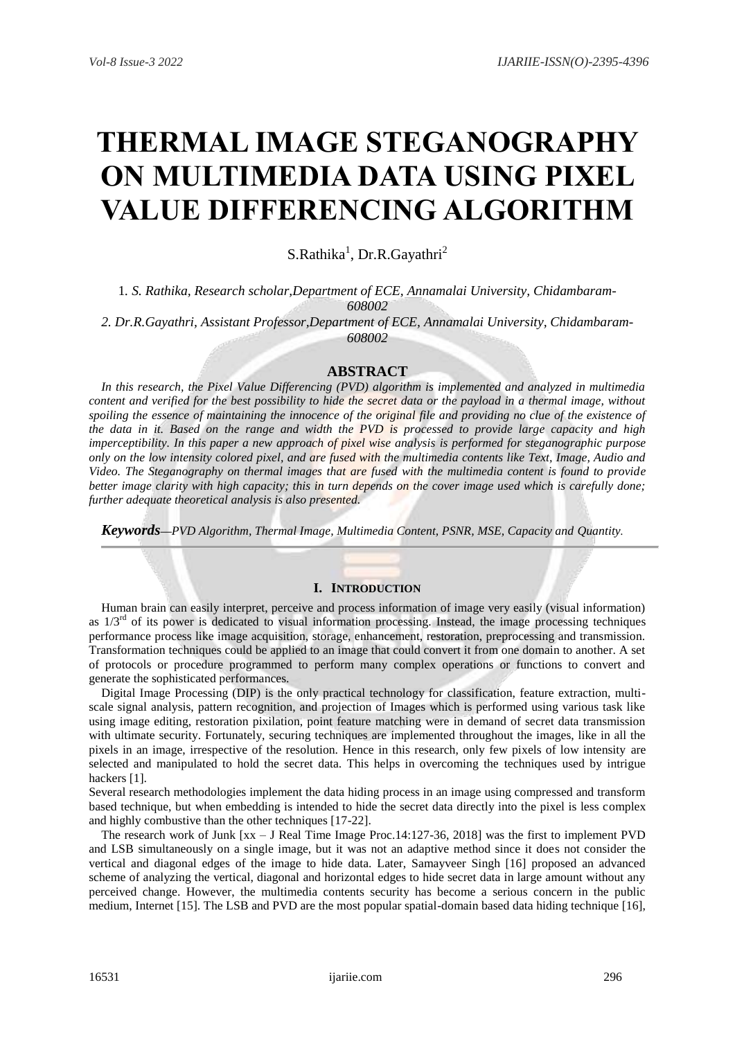# THERMAL IMAGE STEGANOGRAPHY ON MULTIMEDIA DATA USING PIXEL VALUE DIFFERENCING ALGORITHM

S.Rathika[1], Dr.R.Gayathri[2]

1. *S. Rathika, Research scholar,Department of ECE, Annamalai University, Chidambaram-608002*

2. *Dr.R.Gayathri, Assistant Professor,Department of ECE, Annamalai University, Chidambaram-608002*

## ABSTRACT

*In this research, the Pixel Value Differencing (PVD) algorithm is implemented and analyzed in multimedia content and verified for the best possibility to hide the secret data or the payload in a thermal image, without spoiling the essence of maintaining the innocence of the original file and providing no clue of the existence of the data in it. Based on the range and width the PVD is processed to provide large capacity and high imperceptibility. In this paper a new approach of pixel wise analysis is performed for steganographic purpose only on the low intensity colored pixel, and are fused with the multimedia contents like Text, Image, Audio and Video. The Steganography on thermal images that are fused with the multimedia content is found to provide better image clarity with high capacity; this in turn depends on the cover image used which is carefully done; further adequate theoretical analysis is also presented.*

***Keywords****—PVD Algorithm, Thermal Image, Multimedia Content, PSNR, MSE, Capacity and Quantity.*

## I. INTRODUCTION

Human brain can easily interpret, perceive and process information of image very easily (visual information) as 1/3rd of its power is dedicated to visual information processing. Instead, the image processing techniques performance process like image acquisition, storage, enhancement, restoration, preprocessing and transmission. Transformation techniques could be applied to an image that could convert it from one domain to another. A set of protocols or procedure programmed to perform many complex operations or functions to convert and generate the sophisticated performances.

Digital Image Processing (DIP) is the only practical technology for classification, feature extraction, multi-scale signal analysis, pattern recognition, and projection of Images which is performed using various task like using image editing, restoration pixilation, point feature matching were in demand of secret data transmission with ultimate security. Fortunately, securing techniques are implemented throughout the images, like in all the pixels in an image, irrespective of the resolution. Hence in this research, only few pixels of low intensity are selected and manipulated to hold the secret data. This helps in overcoming the techniques used by intrigue hackers [1].

Several research methodologies implement the data hiding process in an image using compressed and transform based technique, but when embedding is intended to hide the secret data directly into the pixel is less complex and highly combustive than the other techniques [17-22].

The research work of Junk [xx – J Real Time Image Proc.14:127-36, 2018] was the first to implement PVD and LSB simultaneously on a single image, but it was not an adaptive method since it does not consider the vertical and diagonal edges of the image to hide data. Later, Samayveer Singh [16] proposed an advanced scheme of analyzing the vertical, diagonal and horizontal edges to hide secret data in large amount without any perceived change. However, the multimedia contents security has become a serious concern in the public medium, Internet [15]. The LSB and PVD are the most popular spatial-domain based data hiding technique [16],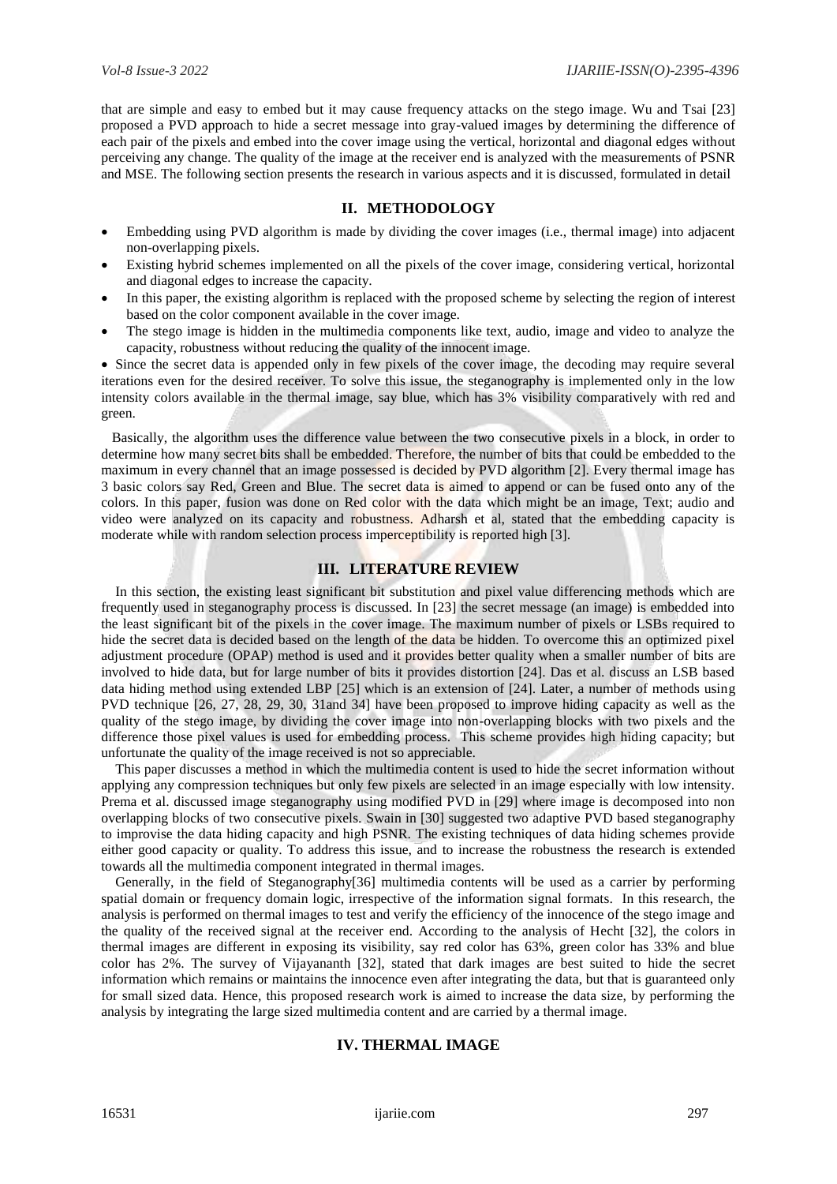that are simple and easy to embed but it may cause frequency attacks on the stego image. Wu and Tsai [23] proposed a PVD approach to hide a secret message into gray-valued images by determining the difference of each pair of the pixels and embed into the cover image using the vertical, horizontal and diagonal edges without perceiving any change. The quality of the image at the receiver end is analyzed with the measurements of PSNR and MSE. The following section presents the research in various aspects and it is discussed, formulated in detail

## II. METHODOLOGY

- Embedding using PVD algorithm is made by dividing the cover images (i.e., thermal image) into adjacent non-overlapping pixels.
- Existing hybrid schemes implemented on all the pixels of the cover image, considering vertical, horizontal and diagonal edges to increase the capacity.
- In this paper, the existing algorithm is replaced with the proposed scheme by selecting the region of interest based on the color component available in the cover image.
- The stego image is hidden in the multimedia components like text, audio, image and video to analyze the capacity, robustness without reducing the quality of the innocent image.
- Since the secret data is appended only in few pixels of the cover image, the decoding may require several iterations even for the desired receiver. To solve this issue, the steganography is implemented only in the low intensity colors available in the thermal image, say blue, which has 3% visibility comparatively with red and green.

Basically, the algorithm uses the difference value between the two consecutive pixels in a block, in order to determine how many secret bits shall be embedded. Therefore, the number of bits that could be embedded to the maximum in every channel that an image possessed is decided by PVD algorithm [2]. Every thermal image has 3 basic colors say Red, Green and Blue. The secret data is aimed to append or can be fused onto any of the colors. In this paper, fusion was done on Red color with the data which might be an image, Text; audio and video were analyzed on its capacity and robustness. Adharsh et al, stated that the embedding capacity is moderate while with random selection process imperceptibility is reported high [3].

## III. LITERATURE REVIEW

In this section, the existing least significant bit substitution and pixel value differencing methods which are frequently used in steganography process is discussed. In [23] the secret message (an image) is embedded into the least significant bit of the pixels in the cover image. The maximum number of pixels or LSBs required to hide the secret data is decided based on the length of the data be hidden. To overcome this an optimized pixel adjustment procedure (OPAP) method is used and it provides better quality when a smaller number of bits are involved to hide data, but for large number of bits it provides distortion [24]. Das et al. discuss an LSB based data hiding method using extended LBP [25] which is an extension of [24]. Later, a number of methods using PVD technique [26, 27, 28, 29, 30, 31and 34] have been proposed to improve hiding capacity as well as the quality of the stego image, by dividing the cover image into non-overlapping blocks with two pixels and the difference those pixel values is used for embedding process. This scheme provides high hiding capacity; but unfortunate the quality of the image received is not so appreciable.

This paper discusses a method in which the multimedia content is used to hide the secret information without applying any compression techniques but only few pixels are selected in an image especially with low intensity. Prema et al. discussed image steganography using modified PVD in [29] where image is decomposed into non overlapping blocks of two consecutive pixels. Swain in [30] suggested two adaptive PVD based steganography to improvise the data hiding capacity and high PSNR. The existing techniques of data hiding schemes provide either good capacity or quality. To address this issue, and to increase the robustness the research is extended towards all the multimedia component integrated in thermal images.

Generally, in the field of Steganography[36] multimedia contents will be used as a carrier by performing spatial domain or frequency domain logic, irrespective of the information signal formats. In this research, the analysis is performed on thermal images to test and verify the efficiency of the innocence of the stego image and the quality of the received signal at the receiver end. According to the analysis of Hecht [32], the colors in thermal images are different in exposing its visibility, say red color has 63%, green color has 33% and blue color has 2%. The survey of Vijayananth [32], stated that dark images are best suited to hide the secret information which remains or maintains the innocence even after integrating the data, but that is guaranteed only for small sized data. Hence, this proposed research work is aimed to increase the data size, by performing the analysis by integrating the large sized multimedia content and are carried by a thermal image.

## IV. THERMAL IMAGE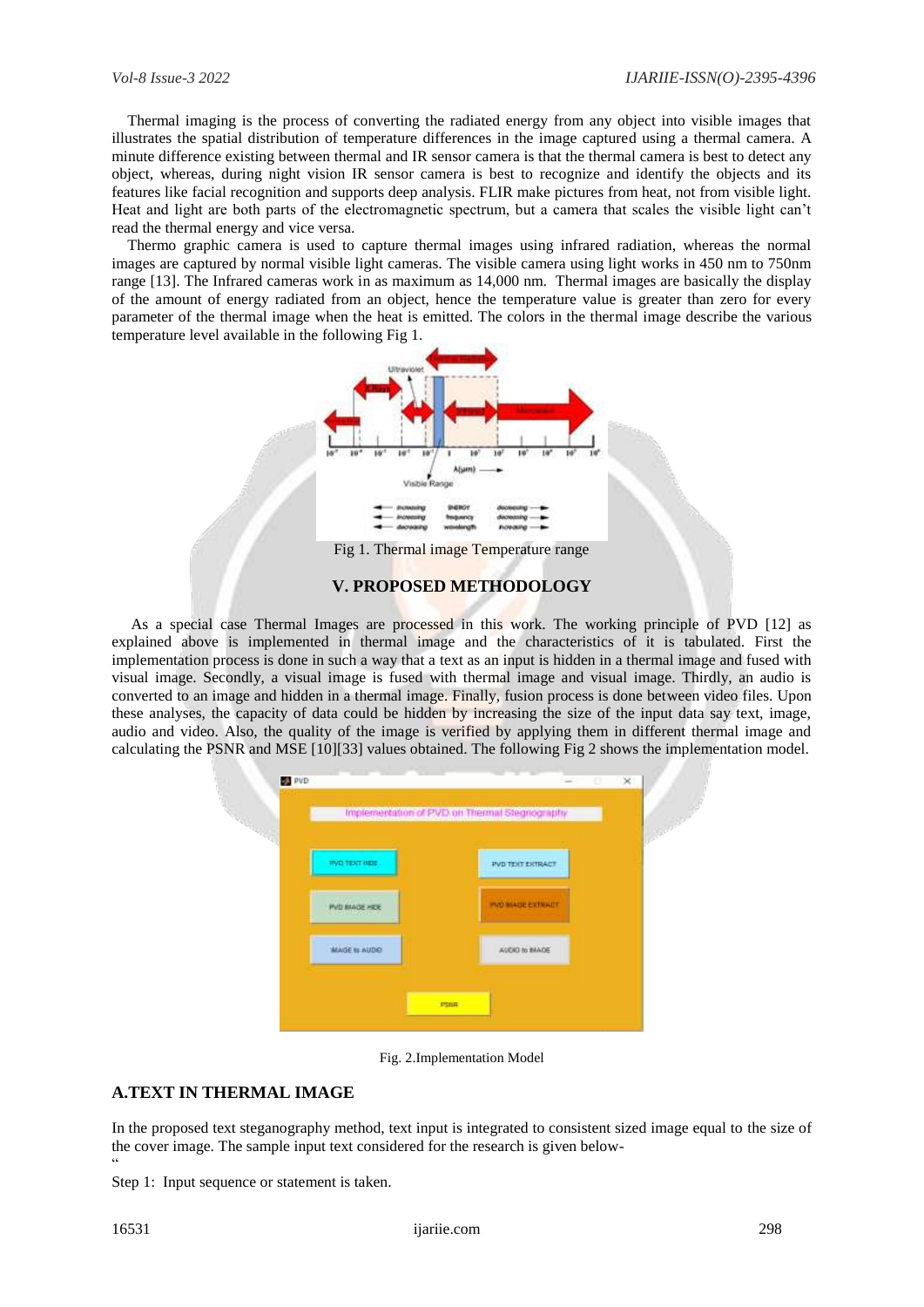Thermal imaging is the process of converting the radiated energy from any object into visible images that illustrates the spatial distribution of temperature differences in the image captured using a thermal camera. A minute difference existing between thermal and IR sensor camera is that the thermal camera is best to detect any object, whereas, during night vision IR sensor camera is best to recognize and identify the objects and its features like facial recognition and supports deep analysis. FLIR make pictures from heat, not from visible light. Heat and light are both parts of the electromagnetic spectrum, but a camera that scales the visible light can't read the thermal energy and vice versa.

Thermo graphic camera is used to capture thermal images using infrared radiation, whereas the normal images are captured by normal visible light cameras. The visible camera using light works in 450 nm to 750nm range [13]. The Infrared cameras work in as maximum as 14,000 nm. Thermal images are basically the display of the amount of energy radiated from an object, hence the temperature value is greater than zero for every parameter of the thermal image when the heat is emitted. The colors in the thermal image describe the various temperature level available in the following Fig 1.

Fig 1. Thermal image Temperature range

## V. PROPOSED METHODOLOGY

As a special case Thermal Images are processed in this work. The working principle of PVD [12] as explained above is implemented in thermal image and the characteristics of it is tabulated. First the implementation process is done in such a way that a text as an input is hidden in a thermal image and fused with visual image. Secondly, a visual image is fused with thermal image and visual image. Thirdly, an audio is converted to an image and hidden in a thermal image. Finally, fusion process is done between video files. Upon these analyses, the capacity of data could be hidden by increasing the size of the input data say text, image, audio and video. Also, the quality of the image is verified by applying them in different thermal image and calculating the PSNR and MSE [10][33] values obtained. The following Fig 2 shows the implementation model.

Fig. 2.Implementation Model

### A.TEXT IN THERMAL IMAGE

In the proposed text steganography method, text input is integrated to consistent sized image equal to the size of the cover image. The sample input text considered for the research is given below-

"

Step 1: Input sequence or statement is taken.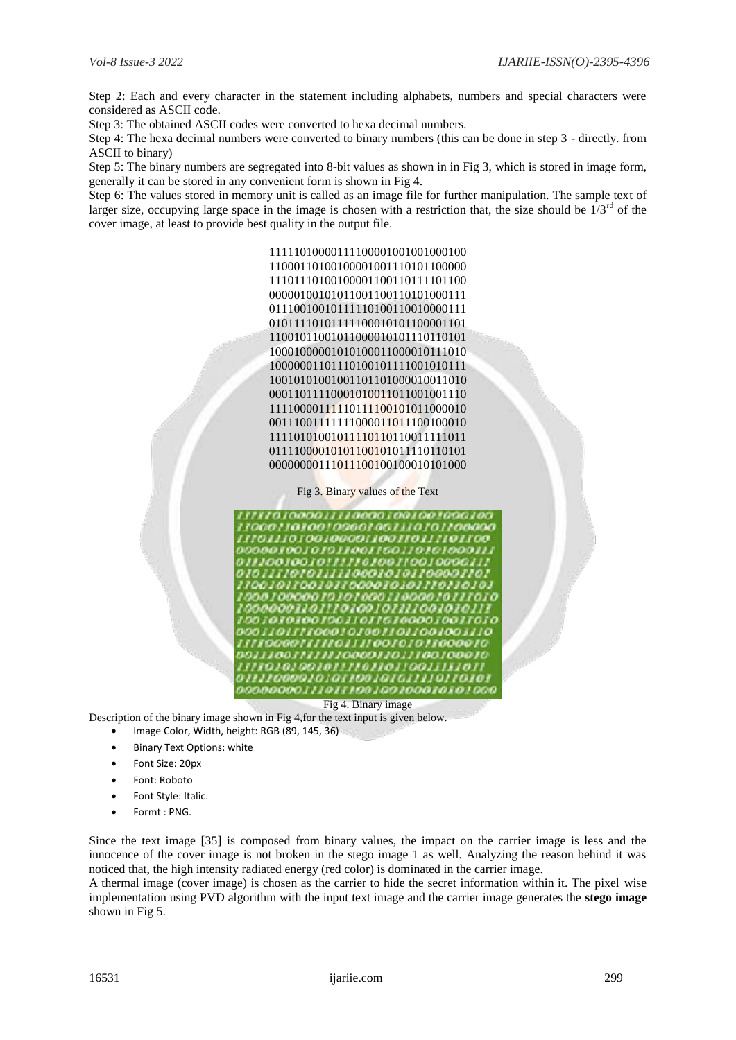Step 2: Each and every character in the statement including alphabets, numbers and special characters were considered as ASCII code.

Step 3: The obtained ASCII codes were converted to hexa decimal numbers.

Step 4: The hexa decimal numbers were converted to binary numbers (this can be done in step 3 - directly. from ASCII to binary)

Step 5: The binary numbers are segregated into 8-bit values as shown in in Fig 3, which is stored in image form, generally it can be stored in any convenient form is shown in Fig 4.

Step 6: The values stored in memory unit is called as an image file for further manipulation. The sample text of larger size, occupying large space in the image is chosen with a restriction that, the size should be 1/3rd of the cover image, at least to provide best quality in the output file.

```
11111010000111100001001001000100
11000110100100001001110101100000
11101110100100001100110111101100
00000100101011001100110101000111
01110010010111110100110010000111
01011110101111100010101100001101
11001011001011000010101110110101
10001000001010100011000010111010
10000001101110100101111001010111
10010101001001101101000010011010
00011011110001010011011001001110
11110000111110111100101011000010
00111001111111000011011100100010
11110101001011110110110011111011
01111000010101100101011110110101
00000000111011100100100010101000
```

Fig 3. Binary values of the Text

Fig 4. Binary image

Description of the binary image shown in Fig 4,for the text input is given below.

- Image Color, Width, height: RGB (89, 145, 36)
- Binary Text Options: white
- Font Size: 20px
- Font: Roboto
- Font Style: Italic.
- Formt : PNG.

Since the text image [35] is composed from binary values, the impact on the carrier image is less and the innocence of the cover image is not broken in the stego image 1 as well. Analyzing the reason behind it was noticed that, the high intensity radiated energy (red color) is dominated in the carrier image.

A thermal image (cover image) is chosen as the carrier to hide the secret information within it. The pixel wise implementation using PVD algorithm with the input text image and the carrier image generates the **stego image** shown in Fig 5.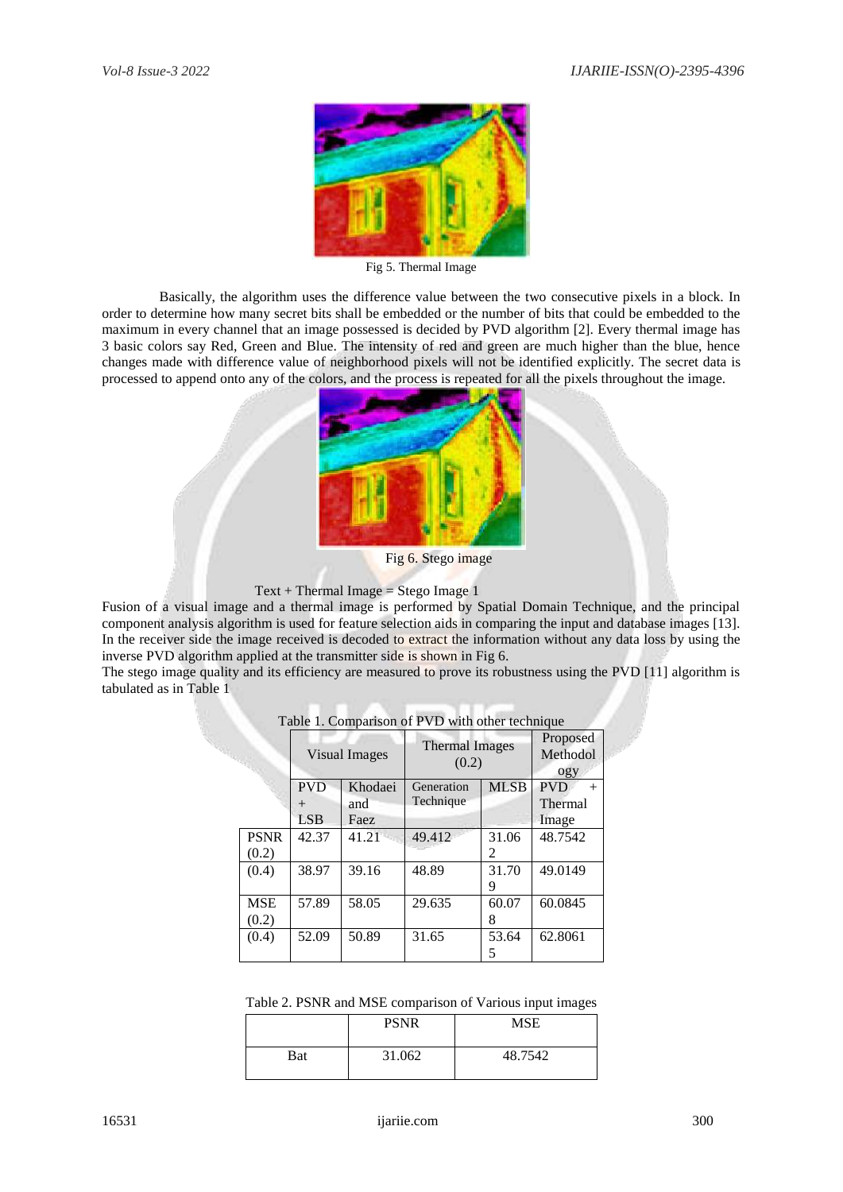Fig 5. Thermal Image

Basically, the algorithm uses the difference value between the two consecutive pixels in a block. In order to determine how many secret bits shall be embedded or the number of bits that could be embedded to the maximum in every channel that an image possessed is decided by PVD algorithm [2]. Every thermal image has 3 basic colors say Red, Green and Blue. The intensity of red and green are much higher than the blue, hence changes made with difference value of neighborhood pixels will not be identified explicitly. The secret data is processed to append onto any of the colors, and the process is repeated for all the pixels throughout the image.

Fig 6. Stego image

Text + Thermal Image = Stego Image 1

Fusion of a visual image and a thermal image is performed by Spatial Domain Technique, and the principal component analysis algorithm is used for feature selection aids in comparing the input and database images [13]. In the receiver side the image received is decoded to extract the information without any data loss by using the inverse PVD algorithm applied at the transmitter side is shown in Fig 6.

The stego image quality and its efficiency are measured to prove its robustness using the PVD [11] algorithm is tabulated as in Table 1

Table 1. Comparison of PVD with other technique

| | Visual Images | | Thermal Images (0.2) | | Proposed Methodology |
|---|---|---|---|---|---|
| | PVD + LSB | Khodaei and Faez | Generation Technique | MLSB | PVD + Thermal Image |
| PSNR (0.2) | 42.37 | 41.21 | 49.412 | 31.062 | 48.7542 |
| (0.4) | 38.97 | 39.16 | 48.89 | 31.709 | 49.0149 |
| MSE (0.2) | 57.89 | 58.05 | 29.635 | 60.078 | 60.0845 |
| (0.4) | 52.09 | 50.89 | 31.65 | 53.645 | 62.8061 |

Table 2. PSNR and MSE comparison of Various input images

| | PSNR | MSE |
|---|---|---|
| Bat | 31.062 | 48.7542 |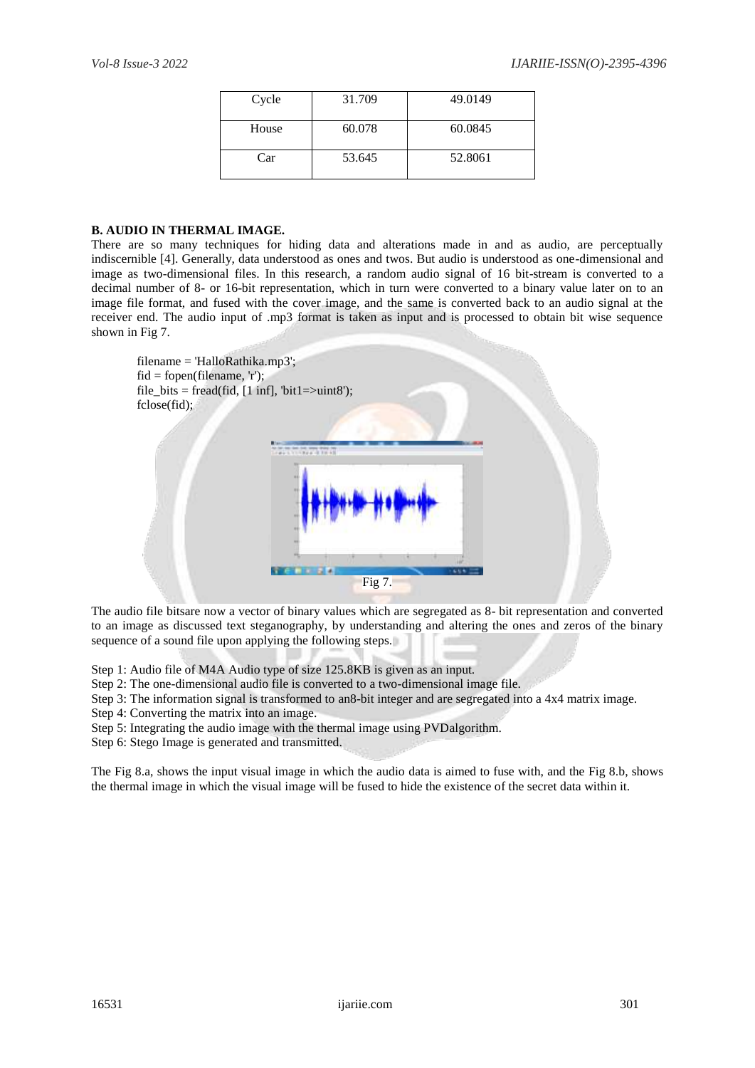| Cycle | 31.709 | 49.0149 |
|---|---|---|
| House | 60.078 | 60.0845 |
| Car | 53.645 | 52.8061 |

### B. AUDIO IN THERMAL IMAGE.

There are so many techniques for hiding data and alterations made in and as audio, are perceptually indiscernible [4]. Generally, data understood as ones and twos. But audio is understood as one-dimensional and image as two-dimensional files. In this research, a random audio signal of 16 bit-stream is converted to a decimal number of 8- or 16-bit representation, which in turn were converted to a binary value later on to an image file format, and fused with the cover image, and the same is converted back to an audio signal at the receiver end. The audio input of .mp3 format is taken as input and is processed to obtain bit wise sequence shown in Fig 7.

```
filename = 'HalloRathika.mp3';
fid = fopen(filename, 'r');
file_bits = fread(fid, [1 inf], 'bit1=>uint8');
fclose(fid);
```

Fig 7.

The audio file bitsare now a vector of binary values which are segregated as 8- bit representation and converted to an image as discussed text steganography, by understanding and altering the ones and zeros of the binary sequence of a sound file upon applying the following steps.

Step 1: Audio file of M4A Audio type of size 125.8KB is given as an input.

Step 2: The one-dimensional audio file is converted to a two-dimensional image file.

Step 3: The information signal is transformed to an8-bit integer and are segregated into a 4x4 matrix image.

Step 4: Converting the matrix into an image.

Step 5: Integrating the audio image with the thermal image using PVDalgorithm.

Step 6: Stego Image is generated and transmitted.

The Fig 8.a, shows the input visual image in which the audio data is aimed to fuse with, and the Fig 8.b, shows the thermal image in which the visual image will be fused to hide the existence of the secret data within it.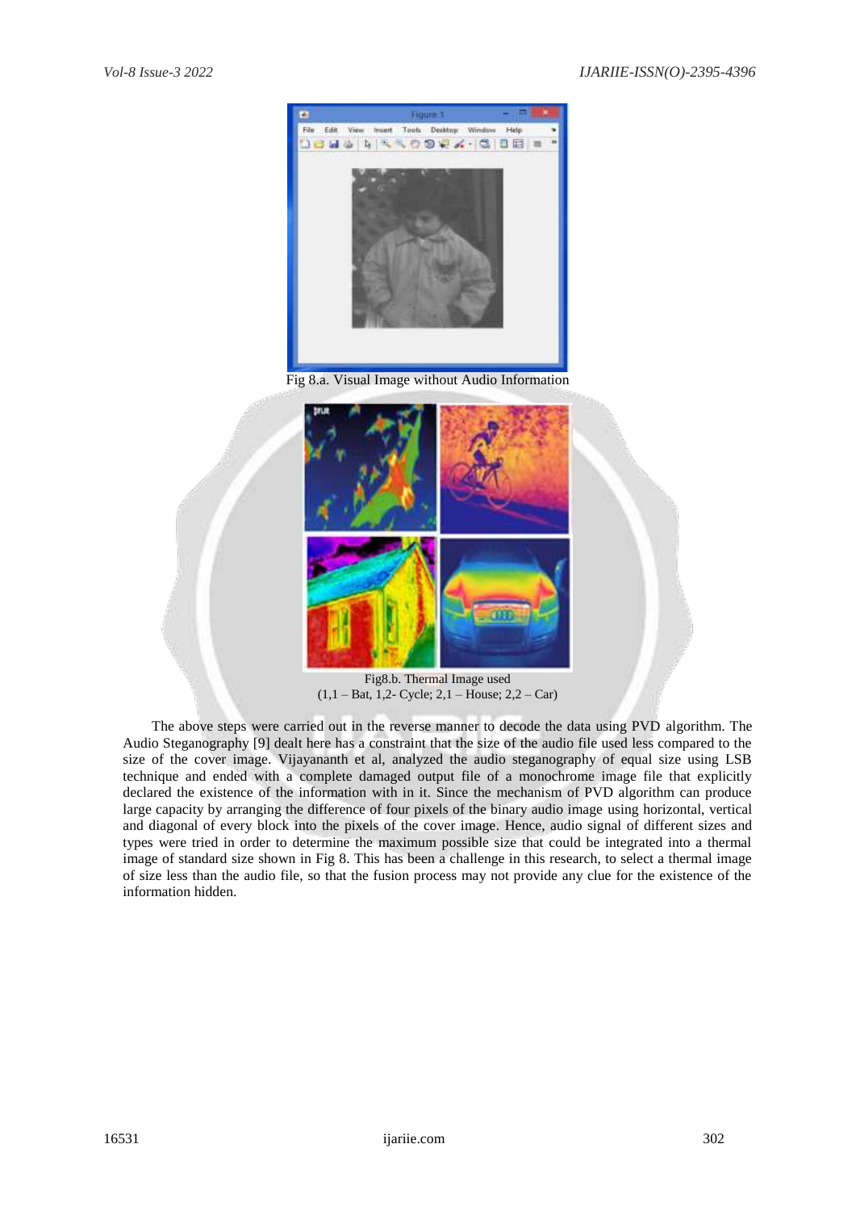Fig 8.a. Visual Image without Audio Information

Fig8.b. Thermal Image used
(1,1 – Bat, 1,2- Cycle; 2,1 – House; 2,2 – Car)

The above steps were carried out in the reverse manner to decode the data using PVD algorithm. The Audio Steganography [9] dealt here has a constraint that the size of the audio file used less compared to the size of the cover image. Vijayananth et al, analyzed the audio steganography of equal size using LSB technique and ended with a complete damaged output file of a monochrome image file that explicitly declared the existence of the information with in it. Since the mechanism of PVD algorithm can produce large capacity by arranging the difference of four pixels of the binary audio image using horizontal, vertical and diagonal of every block into the pixels of the cover image. Hence, audio signal of different sizes and types were tried in order to determine the maximum possible size that could be integrated into a thermal image of standard size shown in Fig 8. This has been a challenge in this research, to select a thermal image of size less than the audio file, so that the fusion process may not provide any clue for the existence of the information hidden.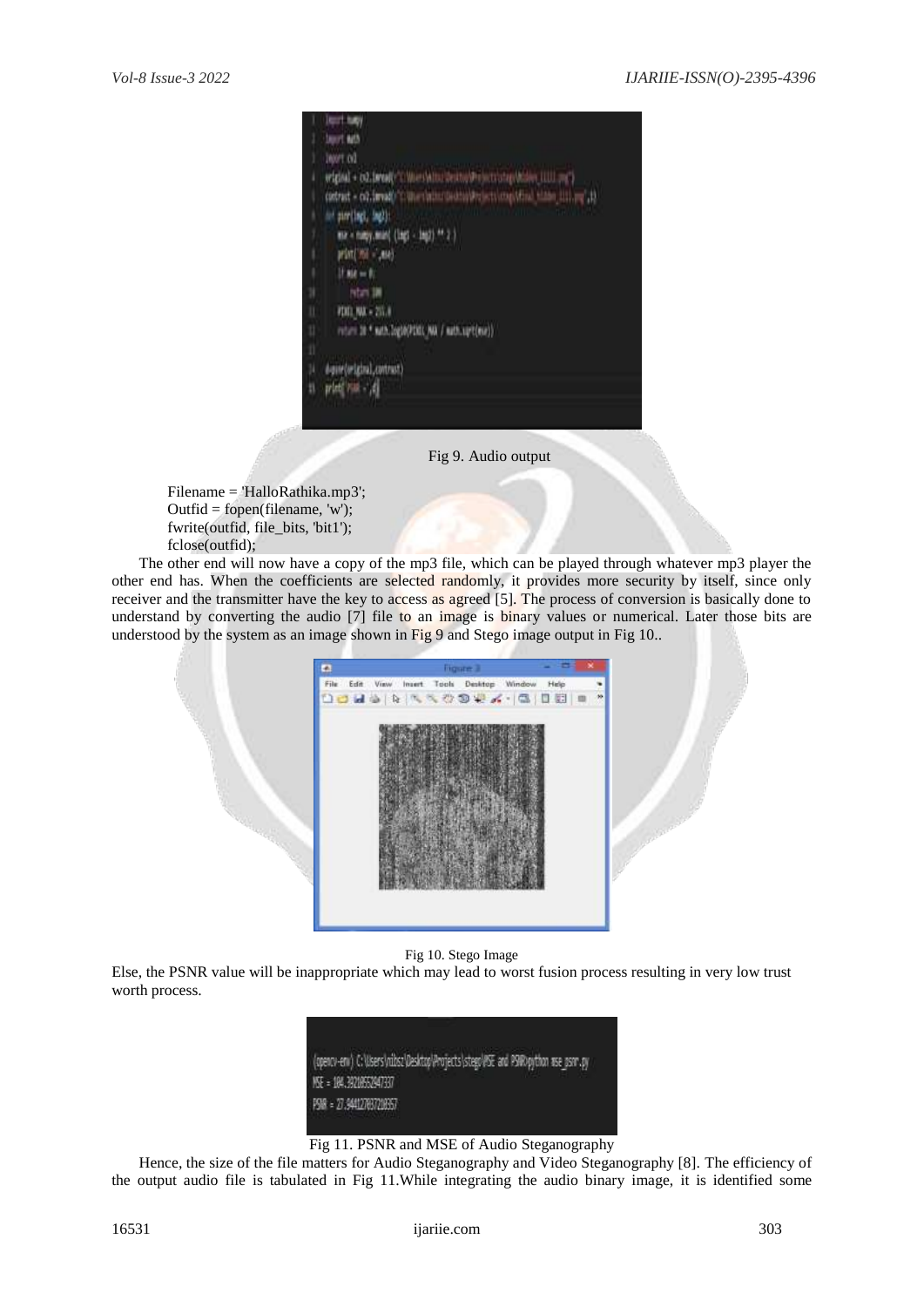Fig 9. Audio output

```
Filename = 'HalloRathika.mp3';
Outfid = fopen(filename, 'w');
fwrite(outfid, file_bits, 'bit1');
fclose(outfid);
```

The other end will now have a copy of the mp3 file, which can be played through whatever mp3 player the other end has. When the coefficients are selected randomly, it provides more security by itself, since only receiver and the transmitter have the key to access as agreed [5]. The process of conversion is basically done to understand by converting the audio [7] file to an image is binary values or numerical. Later those bits are understood by the system as an image shown in Fig 9 and Stego image output in Fig 10..

Fig 10. Stego Image

Else, the PSNR value will be inappropriate which may lead to worst fusion process resulting in very low trust worth process.

Fig 11. PSNR and MSE of Audio Steganography

Hence, the size of the file matters for Audio Steganography and Video Steganography [8]. The efficiency of the output audio file is tabulated in Fig 11.While integrating the audio binary image, it is identified some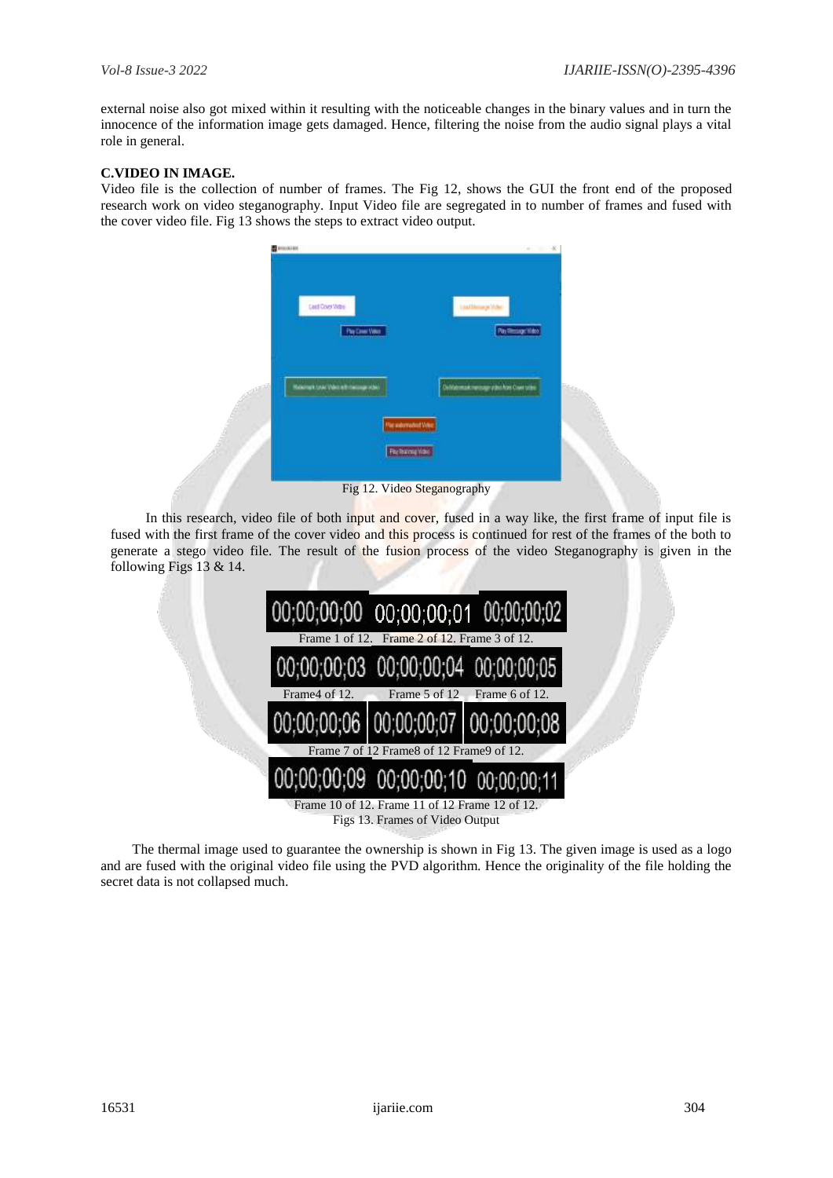external noise also got mixed within it resulting with the noticeable changes in the binary values and in turn the innocence of the information image gets damaged. Hence, filtering the noise from the audio signal plays a vital role in general.

## C.VIDEO IN IMAGE.

Video file is the collection of number of frames. The Fig 12, shows the GUI the front end of the proposed research work on video steganography. Input Video file are segregated in to number of frames and fused with the cover video file. Fig 13 shows the steps to extract video output.

Fig 12. Video Steganography

In this research, video file of both input and cover, fused in a way like, the first frame of input file is fused with the first frame of the cover video and this process is continued for rest of the frames of the both to generate a stego video file. The result of the fusion process of the video Steganography is given in the following Figs 13 & 14.

Frame 1 of 12. Frame 2 of 12. Frame 3 of 12.

Frame4 of 12. Frame 5 of 12 Frame 6 of 12.

Frame 7 of 12 Frame8 of 12 Frame9 of 12.

Frame 10 of 12. Frame 11 of 12 Frame 12 of 12.

Figs 13. Frames of Video Output

The thermal image used to guarantee the ownership is shown in Fig 13. The given image is used as a logo and are fused with the original video file using the PVD algorithm. Hence the originality of the file holding the secret data is not collapsed much.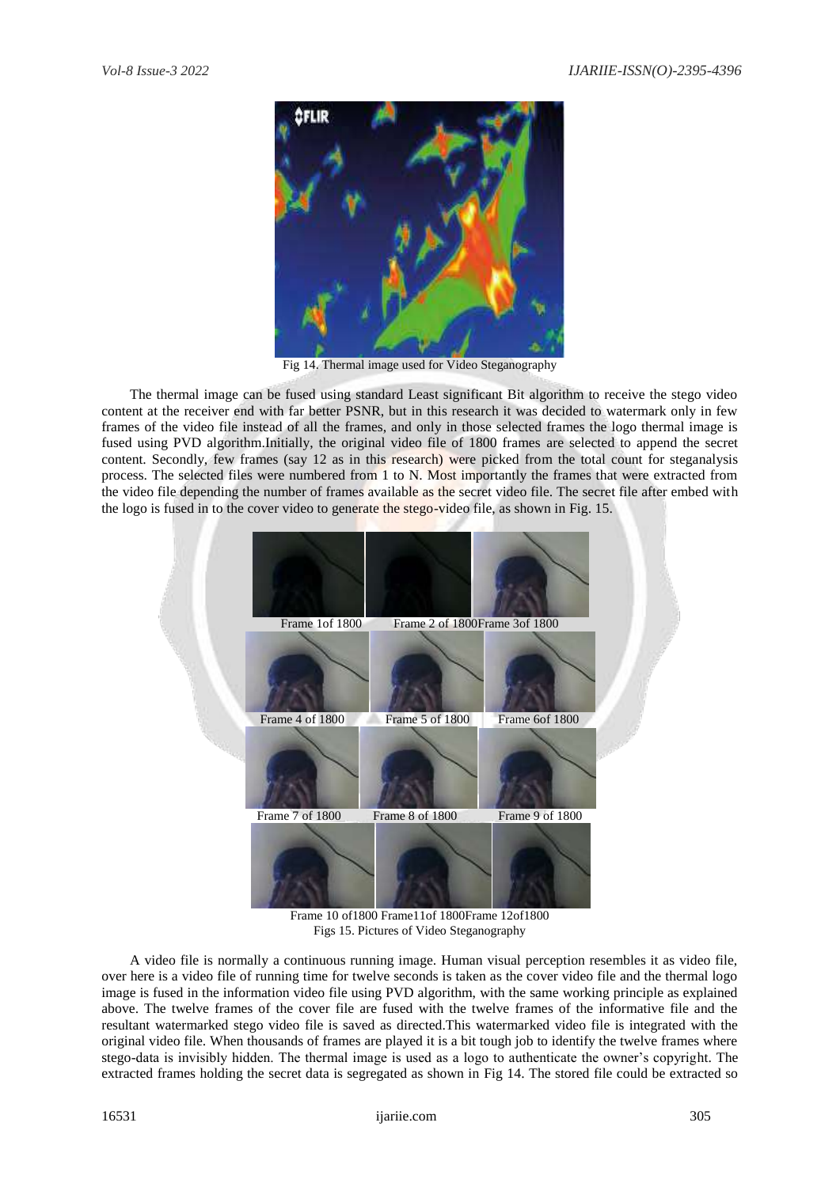Fig 14. Thermal image used for Video Steganography

The thermal image can be fused using standard Least significant Bit algorithm to receive the stego video content at the receiver end with far better PSNR, but in this research it was decided to watermark only in few frames of the video file instead of all the frames, and only in those selected frames the logo thermal image is fused using PVD algorithm.Initially, the original video file of 1800 frames are selected to append the secret content. Secondly, few frames (say 12 as in this research) were picked from the total count for steganalysis process. The selected files were numbered from 1 to N. Most importantly the frames that were extracted from the video file depending the number of frames available as the secret video file. The secret file after embed with the logo is fused in to the cover video to generate the stego-video file, as shown in Fig. 15.

Frame 1of 1800 Frame 2 of 1800Frame 3of 1800

Frame 4 of 1800 Frame 5 of 1800 Frame 6of 1800

Frame 7 of 1800 Frame 8 of 1800 Frame 9 of 1800

Frame 10 of1800 Frame11of 1800Frame 12of1800

Figs 15. Pictures of Video Steganography

A video file is normally a continuous running image. Human visual perception resembles it as video file, over here is a video file of running time for twelve seconds is taken as the cover video file and the thermal logo image is fused in the information video file using PVD algorithm, with the same working principle as explained above. The twelve frames of the cover file are fused with the twelve frames of the informative file and the resultant watermarked stego video file is saved as directed.This watermarked video file is integrated with the original video file. When thousands of frames are played it is a bit tough job to identify the twelve frames where stego-data is invisibly hidden. The thermal image is used as a logo to authenticate the owner's copyright. The extracted frames holding the secret data is segregated as shown in Fig 14. The stored file could be extracted so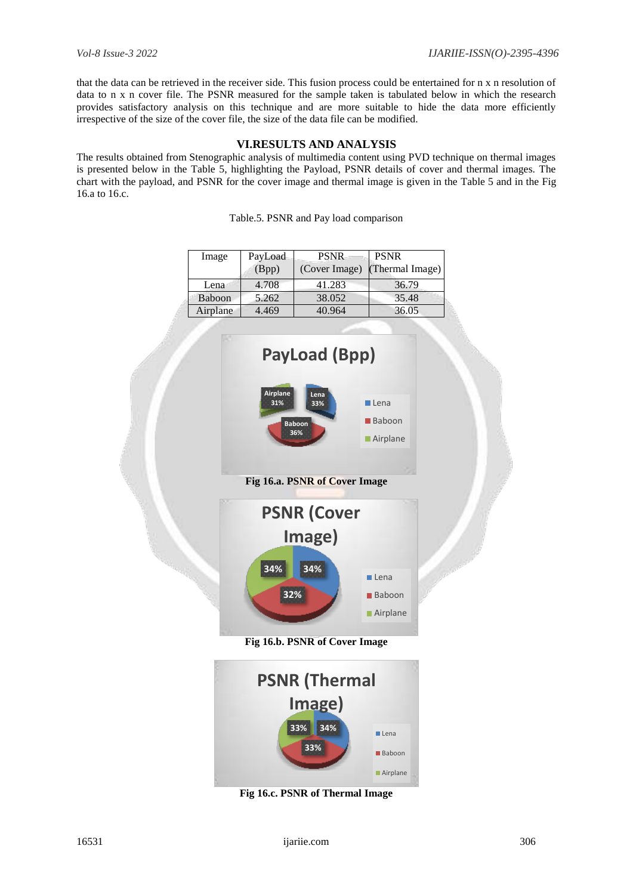that the data can be retrieved in the receiver side. This fusion process could be entertained for n x n resolution of data to n x n cover file. The PSNR measured for the sample taken is tabulated below in which the research provides satisfactory analysis on this technique and are more suitable to hide the data more efficiently irrespective of the size of the cover file, the size of the data file can be modified.

## VI.RESULTS AND ANALYSIS

The results obtained from Stenographic analysis of multimedia content using PVD technique on thermal images is presented below in the Table 5, highlighting the Payload, PSNR details of cover and thermal images. The chart with the payload, and PSNR for the cover image and thermal image is given in the Table 5 and in the Fig 16.a to 16.c.

Table.5. PSNR and Pay load comparison

| Image | PayLoad (Bpp) | PSNR (Cover Image) | PSNR (Thermal Image) |
|---|---|---|---|
| Lena | 4.708 | 41.283 | 36.79 |
| Baboon | 5.262 | 38.052 | 35.48 |
| Airplane | 4.469 | 40.964 | 36.05 |

**Fig 16.a. PSNR of Cover Image**

**Fig 16.b. PSNR of Cover Image**

**Fig 16.c. PSNR of Thermal Image**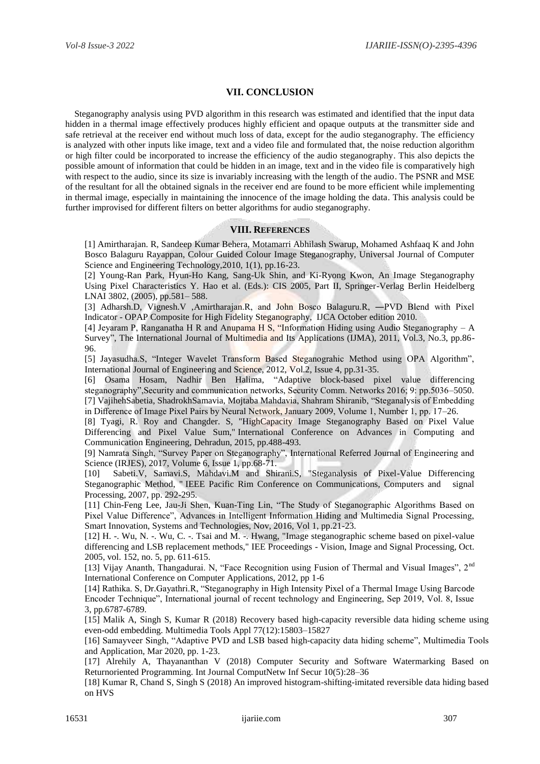## VII. CONCLUSION

Steganography analysis using PVD algorithm in this research was estimated and identified that the input data hidden in a thermal image effectively produces highly efficient and opaque outputs at the transmitter side and safe retrieval at the receiver end without much loss of data, except for the audio steganography. The efficiency is analyzed with other inputs like image, text and a video file and formulated that, the noise reduction algorithm or high filter could be incorporated to increase the efficiency of the audio steganography. This also depicts the possible amount of information that could be hidden in an image, text and in the video file is comparatively high with respect to the audio, since its size is invariably increasing with the length of the audio. The PSNR and MSE of the resultant for all the obtained signals in the receiver end are found to be more efficient while implementing in thermal image, especially in maintaining the innocence of the image holding the data. This analysis could be further improvised for different filters on better algorithms for audio steganography.

## VIII. REFERENCES

[1] Amirtharajan. R, Sandeep Kumar Behera, Motamarri Abhilash Swarup, Mohamed Ashfaaq K and John Bosco Balaguru Rayappan, Colour Guided Colour Image Steganography, Universal Journal of Computer Science and Engineering Technology,2010, 1(1), pp.16-23.

[2] Young-Ran Park, Hyun-Ho Kang, Sang-Uk Shin, and Ki-Ryong Kwon, An Image Steganography Using Pixel Characteristics Y. Hao et al. (Eds.): CIS 2005, Part II, Springer-Verlag Berlin Heidelberg LNAI 3802, (2005), pp.581– 588.

[3] Adharsh.D, Vignesh.V ,Amirtharajan.R, and John Bosco Balaguru.R, ―PVD Blend with Pixel Indicator - OPAP Composite for High Fidelity Steganography, IJCA October edition 2010.

[4] Jeyaram P, Ranganatha H R and Anupama H S, "Information Hiding using Audio Steganography – A Survey", The International Journal of Multimedia and Its Applications (IJMA), 2011, Vol.3, No.3, pp.86-96.

[5] Jayasudha.S, "Integer Wavelet Transform Based Steganograhic Method using OPA Algorithm", International Journal of Engineering and Science, 2012, Vol.2, Issue 4, pp.31-35.

[6] Osama Hosam, Nadhir Ben Halima, "Adaptive block-based pixel value differencing steganography",Security and communication networks, Security Comm. Networks 2016; 9: pp.5036–5050.

[7] VajihehSabetia, ShadrokhSamavia, Mojtaba Mahdavia, Shahram Shiranib, "Steganalysis of Embedding in Difference of Image Pixel Pairs by Neural Network, January 2009, Volume 1, Number 1, pp. 17–26.

[8] Tyagi, R. Roy and Changder. S, "HighCapacity Image Steganography Based on Pixel Value Differencing and Pixel Value Sum," International Conference on Advances in Computing and Communication Engineering, Dehradun, 2015, pp.488-493.

[9] Namrata Singh, "Survey Paper on Steganography", International Referred Journal of Engineering and Science (IRJES), 2017, Volume 6, Issue 1, pp.68-71.

[10] Sabeti.V, Samavi.S, Mahdavi.M and Shirani.S, "Steganalysis of Pixel-Value Differencing Steganographic Method, " IEEE Pacific Rim Conference on Communications, Computers and signal Processing, 2007, pp. 292-295.

[11] Chin-Feng Lee, Jau-Ji Shen, Kuan-Ting Lin, "The Study of Steganographic Algorithms Based on Pixel Value Difference", Advances in Intelligent Information Hiding and Multimedia Signal Processing, Smart Innovation, Systems and Technologies, Nov, 2016, Vol 1, pp.21-23.

[12] H. -. Wu, N. -. Wu, C. -. Tsai and M. -. Hwang, "Image steganographic scheme based on pixel-value differencing and LSB replacement methods," IEE Proceedings - Vision, Image and Signal Processing, Oct. 2005, vol. 152, no. 5, pp. 611-615.

[13] Vijay Ananth, Thangadurai. N, "Face Recognition using Fusion of Thermal and Visual Images", 2nd International Conference on Computer Applications, 2012, pp 1-6

[14] Rathika. S, Dr.Gayathri.R, "Steganography in High Intensity Pixel of a Thermal Image Using Barcode Encoder Technique", International journal of recent technology and Engineering, Sep 2019, Vol. 8, Issue 3, pp.6787-6789.

[15] Malik A, Singh S, Kumar R (2018) Recovery based high-capacity reversible data hiding scheme using even-odd embedding. Multimedia Tools Appl 77(12):15803–15827

[16] Samayveer Singh, "Adaptive PVD and LSB based high-capacity data hiding scheme", Multimedia Tools and Application, Mar 2020, pp. 1-23.

[17] Alrehily A, Thayananthan V (2018) Computer Security and Software Watermarking Based on Returnoriented Programming. Int Journal ComputNetw Inf Secur 10(5):28–36

[18] Kumar R, Chand S, Singh S (2018) An improved histogram-shifting-imitated reversible data hiding based on HVS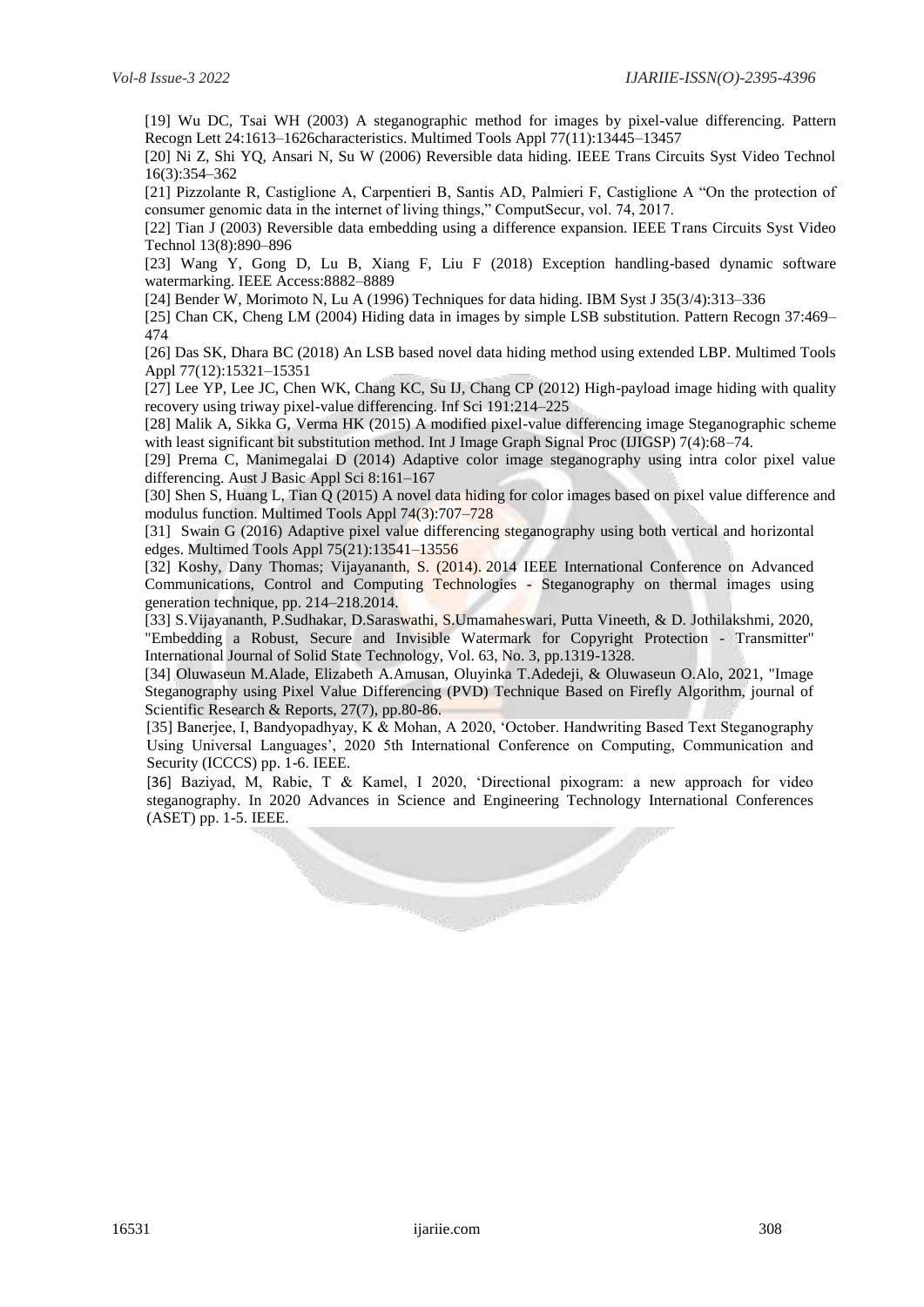[19] Wu DC, Tsai WH (2003) A steganographic method for images by pixel-value differencing. Pattern Recogn Lett 24:1613–1626characteristics. Multimed Tools Appl 77(11):13445–13457

[20] Ni Z, Shi YQ, Ansari N, Su W (2006) Reversible data hiding. IEEE Trans Circuits Syst Video Technol 16(3):354–362

[21] Pizzolante R, Castiglione A, Carpentieri B, Santis AD, Palmieri F, Castiglione A "On the protection of consumer genomic data in the internet of living things," ComputSecur, vol. 74, 2017.

[22] Tian J (2003) Reversible data embedding using a difference expansion. IEEE Trans Circuits Syst Video Technol 13(8):890–896

[23] Wang Y, Gong D, Lu B, Xiang F, Liu F (2018) Exception handling-based dynamic software watermarking. IEEE Access:8882–8889

[24] Bender W, Morimoto N, Lu A (1996) Techniques for data hiding. IBM Syst J 35(3/4):313–336

[25] Chan CK, Cheng LM (2004) Hiding data in images by simple LSB substitution. Pattern Recogn 37:469–474

[26] Das SK, Dhara BC (2018) An LSB based novel data hiding method using extended LBP. Multimed Tools Appl 77(12):15321–15351

[27] Lee YP, Lee JC, Chen WK, Chang KC, Su IJ, Chang CP (2012) High-payload image hiding with quality recovery using triway pixel-value differencing. Inf Sci 191:214–225

[28] Malik A, Sikka G, Verma HK (2015) A modified pixel-value differencing image Steganographic scheme with least significant bit substitution method. Int J Image Graph Signal Proc (IJIGSP) 7(4):68–74.

[29] Prema C, Manimegalai D (2014) Adaptive color image steganography using intra color pixel value differencing. Aust J Basic Appl Sci 8:161–167

[30] Shen S, Huang L, Tian Q (2015) A novel data hiding for color images based on pixel value difference and modulus function. Multimed Tools Appl 74(3):707–728

[31] Swain G (2016) Adaptive pixel value differencing steganography using both vertical and horizontal edges. Multimed Tools Appl 75(21):13541–13556

[32] Koshy, Dany Thomas; Vijayananth, S. (2014). 2014 IEEE International Conference on Advanced Communications, Control and Computing Technologies - Steganography on thermal images using generation technique, pp. 214–218.2014.

[33] S.Vijayananth, P.Sudhakar, D.Saraswathi, S.Umamaheswari, Putta Vineeth, & D. Jothilakshmi, 2020, "Embedding a Robust, Secure and Invisible Watermark for Copyright Protection - Transmitter" International Journal of Solid State Technology, Vol. 63, No. 3, pp.1319-1328.

[34] Oluwaseun M.Alade, Elizabeth A.Amusan, Oluyinka T.Adedeji, & Oluwaseun O.Alo, 2021, "Image Steganography using Pixel Value Differencing (PVD) Technique Based on Firefly Algorithm, journal of Scientific Research & Reports, 27(7), pp.80-86.

[35] Banerjee, I, Bandyopadhyay, K & Mohan, A 2020, 'October. Handwriting Based Text Steganography Using Universal Languages', 2020 5th International Conference on Computing, Communication and Security (ICCCS) pp. 1-6. IEEE.

[36] Baziyad, M, Rabie, T & Kamel, I 2020, 'Directional pixogram: a new approach for video steganography. In 2020 Advances in Science and Engineering Technology International Conferences (ASET) pp. 1-5. IEEE.